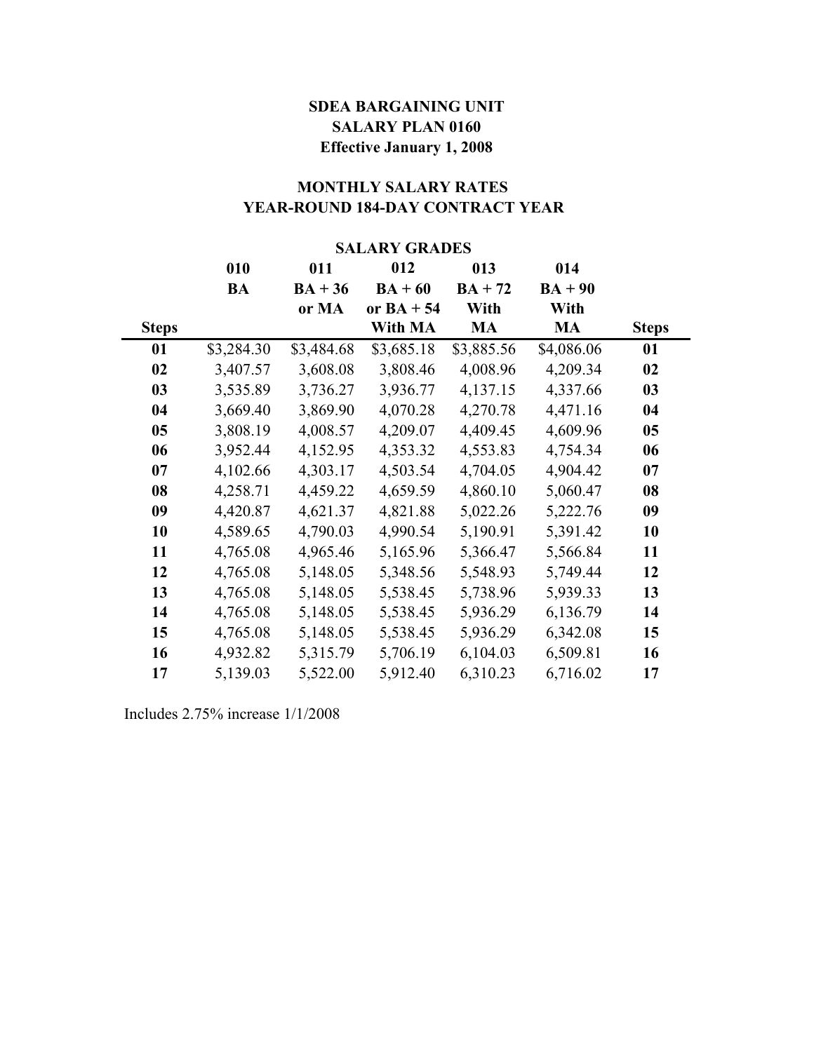# SDEA BARGAINING UNIT
# SALARY PLAN 0160
### Effective January 1, 2008

## MONTHLY SALARY RATES
## YEAR-ROUND 184-DAY CONTRACT YEAR

| | SALARY GRADES | | | | | |
|---|---|---|---|---|---|---|
| | 010 | 011 | 012 | 013 | 014 | |
| | BA | BA + 36 or MA | BA + 60 or BA + 54 With MA | BA + 72 With MA | BA + 90 With MA | |
| **Steps** | | | | | | **Steps** |
| **01** | $3,284.30 | $3,484.68 | $3,685.18 | $3,885.56 | $4,086.06 | **01** |
| **02** | 3,407.57 | 3,608.08 | 3,808.46 | 4,008.96 | 4,209.34 | **02** |
| **03** | 3,535.89 | 3,736.27 | 3,936.77 | 4,137.15 | 4,337.66 | **03** |
| **04** | 3,669.40 | 3,869.90 | 4,070.28 | 4,270.78 | 4,471.16 | **04** |
| **05** | 3,808.19 | 4,008.57 | 4,209.07 | 4,409.45 | 4,609.96 | **05** |
| **06** | 3,952.44 | 4,152.95 | 4,353.32 | 4,553.83 | 4,754.34 | **06** |
| **07** | 4,102.66 | 4,303.17 | 4,503.54 | 4,704.05 | 4,904.42 | **07** |
| **08** | 4,258.71 | 4,459.22 | 4,659.59 | 4,860.10 | 5,060.47 | **08** |
| **09** | 4,420.87 | 4,621.37 | 4,821.88 | 5,022.26 | 5,222.76 | **09** |
| **10** | 4,589.65 | 4,790.03 | 4,990.54 | 5,190.91 | 5,391.42 | **10** |
| **11** | 4,765.08 | 4,965.46 | 5,165.96 | 5,366.47 | 5,566.84 | **11** |
| **12** | 4,765.08 | 5,148.05 | 5,348.56 | 5,548.93 | 5,749.44 | **12** |
| **13** | 4,765.08 | 5,148.05 | 5,538.45 | 5,738.96 | 5,939.33 | **13** |
| **14** | 4,765.08 | 5,148.05 | 5,538.45 | 5,936.29 | 6,136.79 | **14** |
| **15** | 4,765.08 | 5,148.05 | 5,538.45 | 5,936.29 | 6,342.08 | **15** |
| **16** | 4,932.82 | 5,315.79 | 5,706.19 | 6,104.03 | 6,509.81 | **16** |
| **17** | 5,139.03 | 5,522.00 | 5,912.40 | 6,310.23 | 6,716.02 | **17** |

Includes 2.75% increase 1/1/2008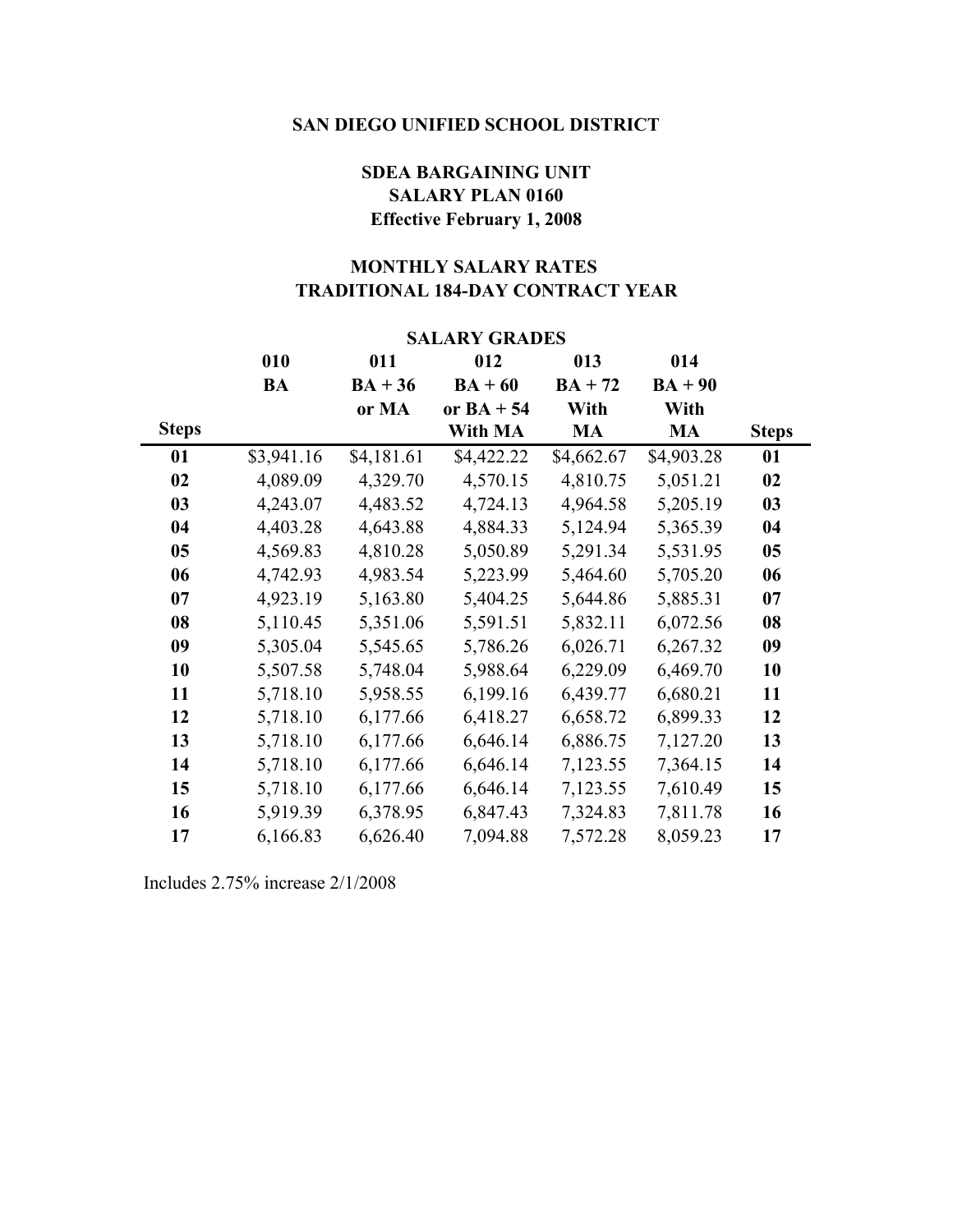**SAN DIEGO UNIFIED SCHOOL DISTRICT**

**SDEA BARGAINING UNIT**
**SALARY PLAN 0160**
**Effective February 1, 2008**

**MONTHLY SALARY RATES**
**TRADITIONAL 184-DAY CONTRACT YEAR**

| | SALARY GRADES | | | | | |
|---|---|---|---|---|---|---|
| | 010 | 011 | 012 | 013 | 014 | |
| | BA | BA + 36 | BA + 60 | BA + 72 | BA + 90 | |
| | | or MA | or BA + 54 | With | With | |
| **Steps** | | | With MA | MA | MA | **Steps** |
| **01** | $3,941.16 | $4,181.61 | $4,422.22 | $4,662.67 | $4,903.28 | **01** |
| **02** | 4,089.09 | 4,329.70 | 4,570.15 | 4,810.75 | 5,051.21 | **02** |
| **03** | 4,243.07 | 4,483.52 | 4,724.13 | 4,964.58 | 5,205.19 | **03** |
| **04** | 4,403.28 | 4,643.88 | 4,884.33 | 5,124.94 | 5,365.39 | **04** |
| **05** | 4,569.83 | 4,810.28 | 5,050.89 | 5,291.34 | 5,531.95 | **05** |
| **06** | 4,742.93 | 4,983.54 | 5,223.99 | 5,464.60 | 5,705.20 | **06** |
| **07** | 4,923.19 | 5,163.80 | 5,404.25 | 5,644.86 | 5,885.31 | **07** |
| **08** | 5,110.45 | 5,351.06 | 5,591.51 | 5,832.11 | 6,072.56 | **08** |
| **09** | 5,305.04 | 5,545.65 | 5,786.26 | 6,026.71 | 6,267.32 | **09** |
| **10** | 5,507.58 | 5,748.04 | 5,988.64 | 6,229.09 | 6,469.70 | **10** |
| **11** | 5,718.10 | 5,958.55 | 6,199.16 | 6,439.77 | 6,680.21 | **11** |
| **12** | 5,718.10 | 6,177.66 | 6,418.27 | 6,658.72 | 6,899.33 | **12** |
| **13** | 5,718.10 | 6,177.66 | 6,646.14 | 6,886.75 | 7,127.20 | **13** |
| **14** | 5,718.10 | 6,177.66 | 6,646.14 | 7,123.55 | 7,364.15 | **14** |
| **15** | 5,718.10 | 6,177.66 | 6,646.14 | 7,123.55 | 7,610.49 | **15** |
| **16** | 5,919.39 | 6,378.95 | 6,847.43 | 7,324.83 | 7,811.78 | **16** |
| **17** | 6,166.83 | 6,626.40 | 7,094.88 | 7,572.28 | 8,059.23 | **17** |

Includes 2.75% increase 2/1/2008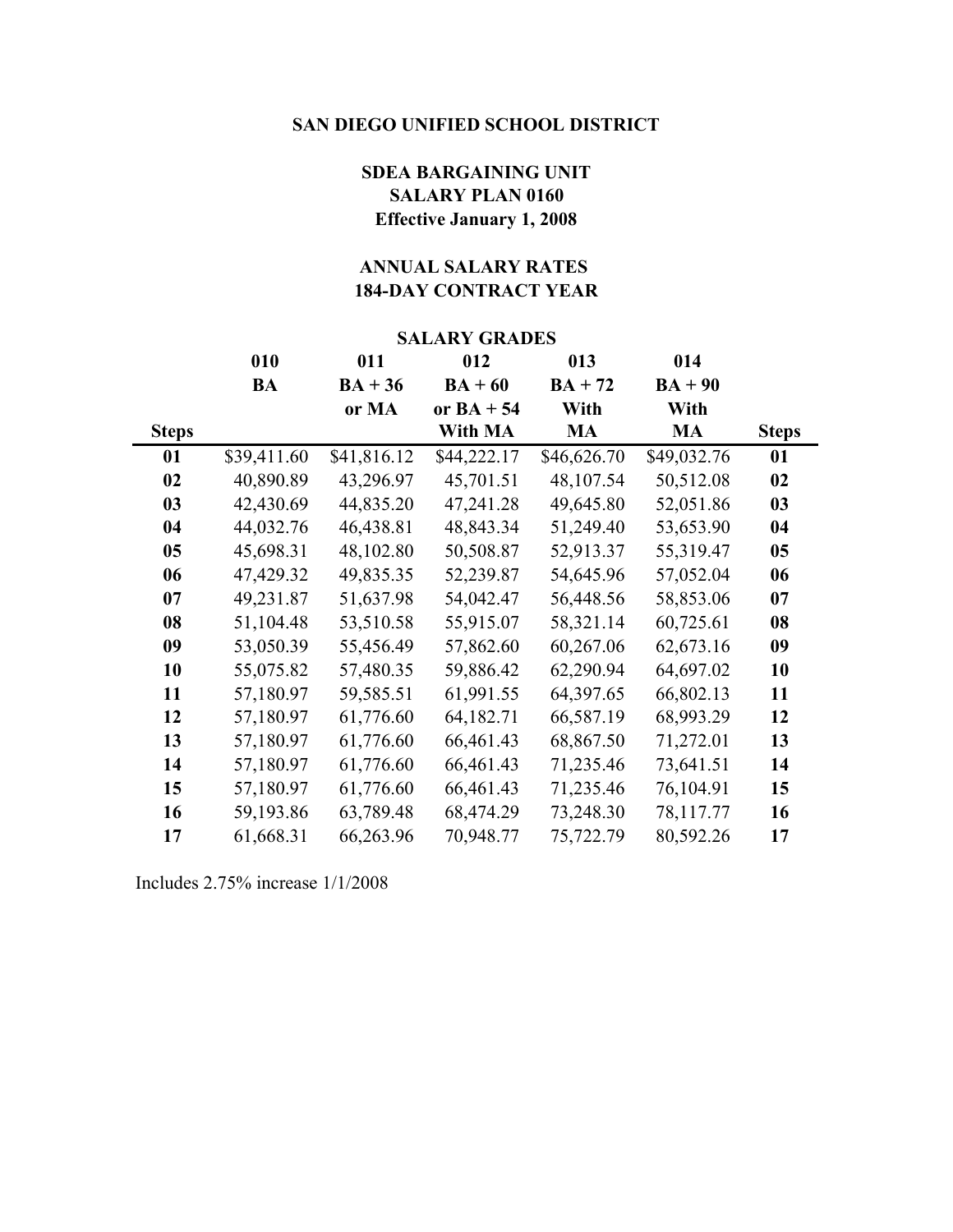**SAN DIEGO UNIFIED SCHOOL DISTRICT**

**SDEA BARGAINING UNIT**
**SALARY PLAN 0160**
**Effective January 1, 2008**

**ANNUAL SALARY RATES**
**184-DAY CONTRACT YEAR**

**SALARY GRADES**

| Steps | 010 BA | 011 BA + 36 or MA | 012 BA + 60 or BA + 54 With MA | 013 BA + 72 With MA | 014 BA + 90 With MA | Steps |
|---|---|---|---|---|---|---|
| **01** | $39,411.60 | $41,816.12 | $44,222.17 | $46,626.70 | $49,032.76 | **01** |
| **02** | 40,890.89 | 43,296.97 | 45,701.51 | 48,107.54 | 50,512.08 | **02** |
| **03** | 42,430.69 | 44,835.20 | 47,241.28 | 49,645.80 | 52,051.86 | **03** |
| **04** | 44,032.76 | 46,438.81 | 48,843.34 | 51,249.40 | 53,653.90 | **04** |
| **05** | 45,698.31 | 48,102.80 | 50,508.87 | 52,913.37 | 55,319.47 | **05** |
| **06** | 47,429.32 | 49,835.35 | 52,239.87 | 54,645.96 | 57,052.04 | **06** |
| **07** | 49,231.87 | 51,637.98 | 54,042.47 | 56,448.56 | 58,853.06 | **07** |
| **08** | 51,104.48 | 53,510.58 | 55,915.07 | 58,321.14 | 60,725.61 | **08** |
| **09** | 53,050.39 | 55,456.49 | 57,862.60 | 60,267.06 | 62,673.16 | **09** |
| **10** | 55,075.82 | 57,480.35 | 59,886.42 | 62,290.94 | 64,697.02 | **10** |
| **11** | 57,180.97 | 59,585.51 | 61,991.55 | 64,397.65 | 66,802.13 | **11** |
| **12** | 57,180.97 | 61,776.60 | 64,182.71 | 66,587.19 | 68,993.29 | **12** |
| **13** | 57,180.97 | 61,776.60 | 66,461.43 | 68,867.50 | 71,272.01 | **13** |
| **14** | 57,180.97 | 61,776.60 | 66,461.43 | 71,235.46 | 73,641.51 | **14** |
| **15** | 57,180.97 | 61,776.60 | 66,461.43 | 71,235.46 | 76,104.91 | **15** |
| **16** | 59,193.86 | 63,789.48 | 68,474.29 | 73,248.30 | 78,117.77 | **16** |
| **17** | 61,668.31 | 66,263.96 | 70,948.77 | 75,722.79 | 80,592.26 | **17** |

Includes 2.75% increase 1/1/2008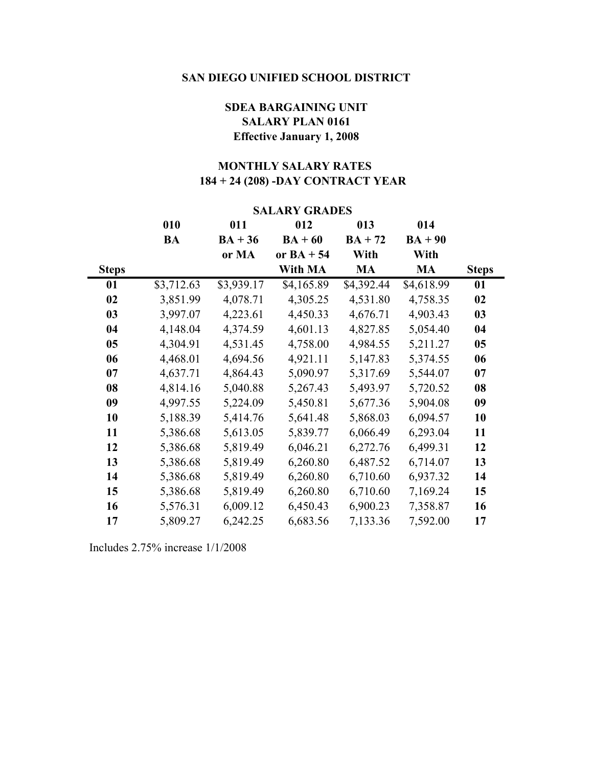**SAN DIEGO UNIFIED SCHOOL DISTRICT**

**SDEA BARGAINING UNIT**
**SALARY PLAN 0161**
**Effective January 1, 2008**

**MONTHLY SALARY RATES**
**184 + 24 (208) -DAY CONTRACT YEAR**

| | SALARY GRADES | | | | | |
|---|---|---|---|---|---|---|
| | 010 | 011 | 012 | 013 | 014 | |
| | BA | BA + 36 or MA | BA + 60 or BA + 54 With MA | BA + 72 With MA | BA + 90 With MA | |
| **Steps** | | | | | | **Steps** |
| **01** | $3,712.63 | $3,939.17 | $4,165.89 | $4,392.44 | $4,618.99 | **01** |
| **02** | 3,851.99 | 4,078.71 | 4,305.25 | 4,531.80 | 4,758.35 | **02** |
| **03** | 3,997.07 | 4,223.61 | 4,450.33 | 4,676.71 | 4,903.43 | **03** |
| **04** | 4,148.04 | 4,374.59 | 4,601.13 | 4,827.85 | 5,054.40 | **04** |
| **05** | 4,304.91 | 4,531.45 | 4,758.00 | 4,984.55 | 5,211.27 | **05** |
| **06** | 4,468.01 | 4,694.56 | 4,921.11 | 5,147.83 | 5,374.55 | **06** |
| **07** | 4,637.71 | 4,864.43 | 5,090.97 | 5,317.69 | 5,544.07 | **07** |
| **08** | 4,814.16 | 5,040.88 | 5,267.43 | 5,493.97 | 5,720.52 | **08** |
| **09** | 4,997.55 | 5,224.09 | 5,450.81 | 5,677.36 | 5,904.08 | **09** |
| **10** | 5,188.39 | 5,414.76 | 5,641.48 | 5,868.03 | 6,094.57 | **10** |
| **11** | 5,386.68 | 5,613.05 | 5,839.77 | 6,066.49 | 6,293.04 | **11** |
| **12** | 5,386.68 | 5,819.49 | 6,046.21 | 6,272.76 | 6,499.31 | **12** |
| **13** | 5,386.68 | 5,819.49 | 6,260.80 | 6,487.52 | 6,714.07 | **13** |
| **14** | 5,386.68 | 5,819.49 | 6,260.80 | 6,710.60 | 6,937.32 | **14** |
| **15** | 5,386.68 | 5,819.49 | 6,260.80 | 6,710.60 | 7,169.24 | **15** |
| **16** | 5,576.31 | 6,009.12 | 6,450.43 | 6,900.23 | 7,358.87 | **16** |
| **17** | 5,809.27 | 6,242.25 | 6,683.56 | 7,133.36 | 7,592.00 | **17** |

Includes 2.75% increase 1/1/2008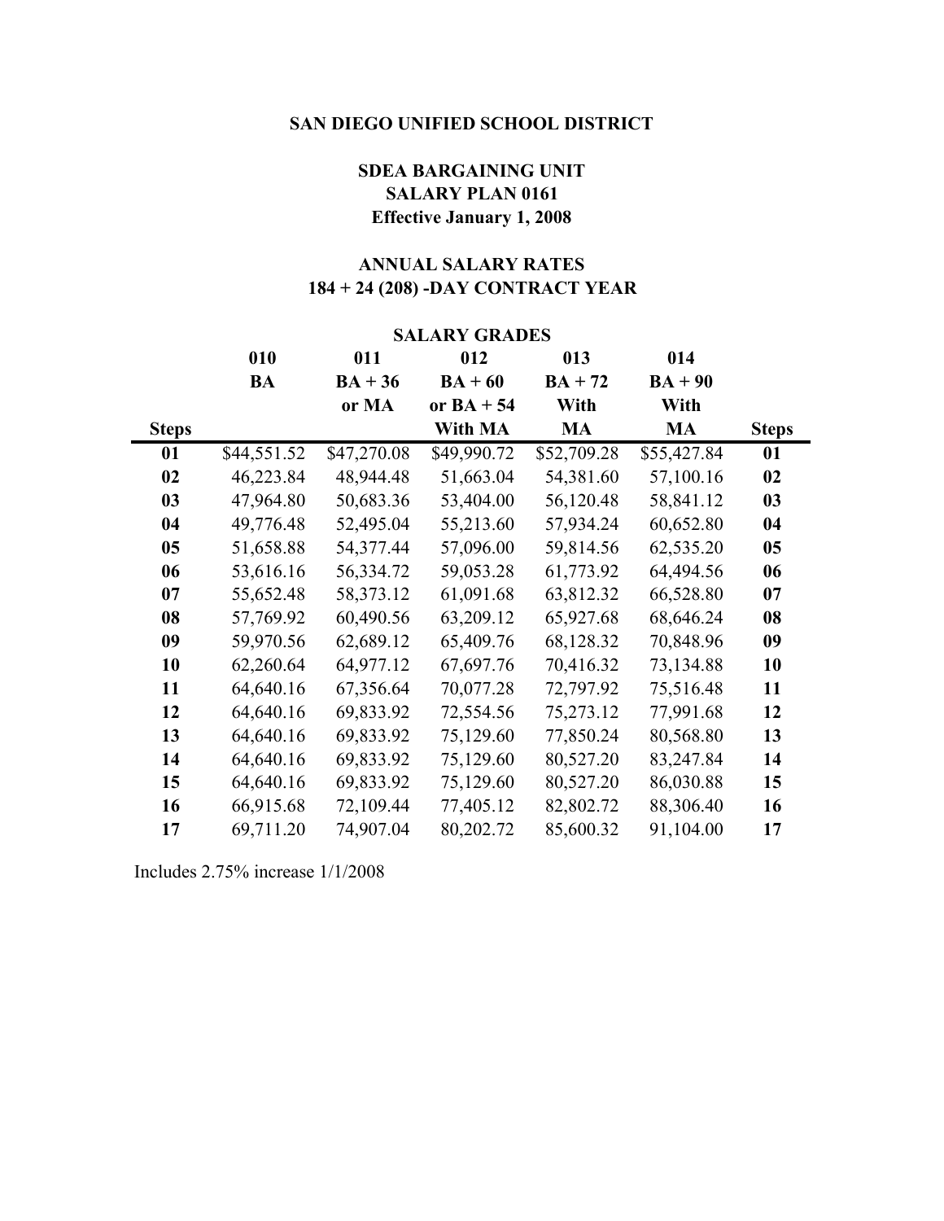# SAN DIEGO UNIFIED SCHOOL DISTRICT

## SDEA BARGAINING UNIT
## SALARY PLAN 0161
## Effective January 1, 2008

## ANNUAL SALARY RATES
## 184 + 24 (208) -DAY CONTRACT YEAR

| | SALARY GRADES | | | | | |
|---|---|---|---|---|---|---|
| | 010 | 011 | 012 | 013 | 014 | |
| | BA | BA + 36 or MA | BA + 60 or BA + 54 With MA | BA + 72 With MA | BA + 90 With MA | |
| **Steps** | | | | | | **Steps** |
| **01** | $44,551.52 | $47,270.08 | $49,990.72 | $52,709.28 | $55,427.84 | **01** |
| **02** | 46,223.84 | 48,944.48 | 51,663.04 | 54,381.60 | 57,100.16 | **02** |
| **03** | 47,964.80 | 50,683.36 | 53,404.00 | 56,120.48 | 58,841.12 | **03** |
| **04** | 49,776.48 | 52,495.04 | 55,213.60 | 57,934.24 | 60,652.80 | **04** |
| **05** | 51,658.88 | 54,377.44 | 57,096.00 | 59,814.56 | 62,535.20 | **05** |
| **06** | 53,616.16 | 56,334.72 | 59,053.28 | 61,773.92 | 64,494.56 | **06** |
| **07** | 55,652.48 | 58,373.12 | 61,091.68 | 63,812.32 | 66,528.80 | **07** |
| **08** | 57,769.92 | 60,490.56 | 63,209.12 | 65,927.68 | 68,646.24 | **08** |
| **09** | 59,970.56 | 62,689.12 | 65,409.76 | 68,128.32 | 70,848.96 | **09** |
| **10** | 62,260.64 | 64,977.12 | 67,697.76 | 70,416.32 | 73,134.88 | **10** |
| **11** | 64,640.16 | 67,356.64 | 70,077.28 | 72,797.92 | 75,516.48 | **11** |
| **12** | 64,640.16 | 69,833.92 | 72,554.56 | 75,273.12 | 77,991.68 | **12** |
| **13** | 64,640.16 | 69,833.92 | 75,129.60 | 77,850.24 | 80,568.80 | **13** |
| **14** | 64,640.16 | 69,833.92 | 75,129.60 | 80,527.20 | 83,247.84 | **14** |
| **15** | 64,640.16 | 69,833.92 | 75,129.60 | 80,527.20 | 86,030.88 | **15** |
| **16** | 66,915.68 | 72,109.44 | 77,405.12 | 82,802.72 | 88,306.40 | **16** |
| **17** | 69,711.20 | 74,907.04 | 80,202.72 | 85,600.32 | 91,104.00 | **17** |

Includes 2.75% increase 1/1/2008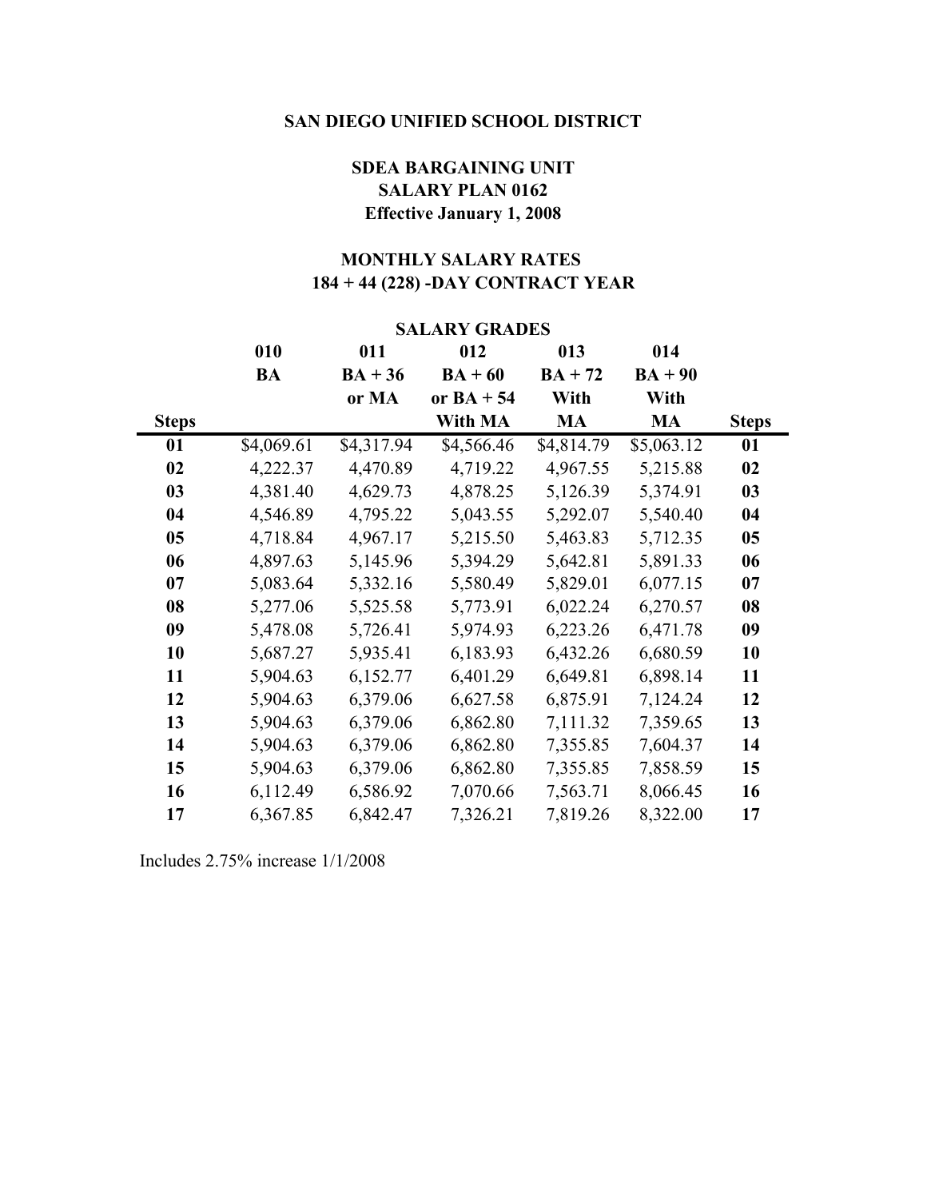# SAN DIEGO UNIFIED SCHOOL DISTRICT

## SDEA BARGAINING UNIT
## SALARY PLAN 0162
## Effective January 1, 2008

## MONTHLY SALARY RATES
## 184 + 44 (228) -DAY CONTRACT YEAR

| | SALARY GRADES | | | | | |
|---|---|---|---|---|---|---|
| | 010 | 011 | 012 | 013 | 014 | |
| | BA | BA + 36 or MA | BA + 60 or BA + 54 With MA | BA + 72 With MA | BA + 90 With MA | |
| **Steps** | | | | | | **Steps** |
| **01** | $4,069.61 | $4,317.94 | $4,566.46 | $4,814.79 | $5,063.12 | **01** |
| **02** | 4,222.37 | 4,470.89 | 4,719.22 | 4,967.55 | 5,215.88 | **02** |
| **03** | 4,381.40 | 4,629.73 | 4,878.25 | 5,126.39 | 5,374.91 | **03** |
| **04** | 4,546.89 | 4,795.22 | 5,043.55 | 5,292.07 | 5,540.40 | **04** |
| **05** | 4,718.84 | 4,967.17 | 5,215.50 | 5,463.83 | 5,712.35 | **05** |
| **06** | 4,897.63 | 5,145.96 | 5,394.29 | 5,642.81 | 5,891.33 | **06** |
| **07** | 5,083.64 | 5,332.16 | 5,580.49 | 5,829.01 | 6,077.15 | **07** |
| **08** | 5,277.06 | 5,525.58 | 5,773.91 | 6,022.24 | 6,270.57 | **08** |
| **09** | 5,478.08 | 5,726.41 | 5,974.93 | 6,223.26 | 6,471.78 | **09** |
| **10** | 5,687.27 | 5,935.41 | 6,183.93 | 6,432.26 | 6,680.59 | **10** |
| **11** | 5,904.63 | 6,152.77 | 6,401.29 | 6,649.81 | 6,898.14 | **11** |
| **12** | 5,904.63 | 6,379.06 | 6,627.58 | 6,875.91 | 7,124.24 | **12** |
| **13** | 5,904.63 | 6,379.06 | 6,862.80 | 7,111.32 | 7,359.65 | **13** |
| **14** | 5,904.63 | 6,379.06 | 6,862.80 | 7,355.85 | 7,604.37 | **14** |
| **15** | 5,904.63 | 6,379.06 | 6,862.80 | 7,355.85 | 7,858.59 | **15** |
| **16** | 6,112.49 | 6,586.92 | 7,070.66 | 7,563.71 | 8,066.45 | **16** |
| **17** | 6,367.85 | 6,842.47 | 7,326.21 | 7,819.26 | 8,322.00 | **17** |

Includes 2.75% increase 1/1/2008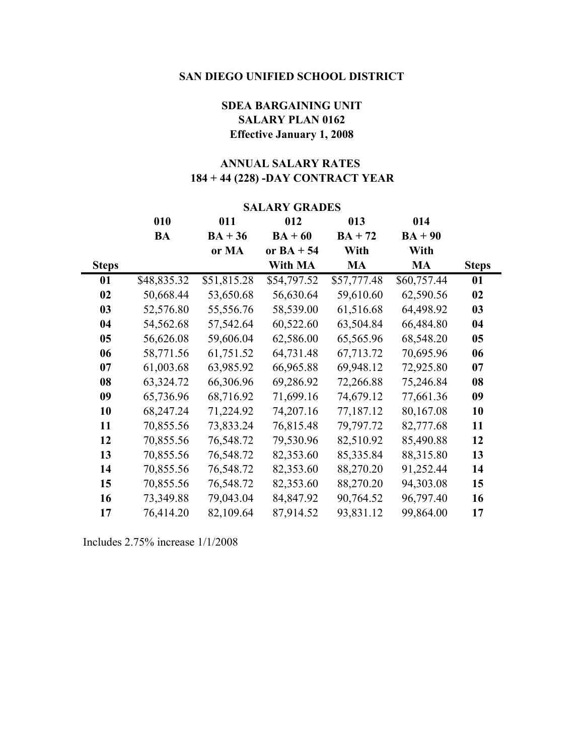# SAN DIEGO UNIFIED SCHOOL DISTRICT

## SDEA BARGAINING UNIT
## SALARY PLAN 0162
## Effective January 1, 2008

## ANNUAL SALARY RATES
## 184 + 44 (228) -DAY CONTRACT YEAR

| | SALARY GRADES | | | | | |
|---|---|---|---|---|---|---|
| | 010 | 011 | 012 | 013 | 014 | |
| | BA | BA + 36 or MA | BA + 60 or BA + 54 With MA | BA + 72 With MA | BA + 90 With MA | |
| **Steps** | | | | | | **Steps** |
| **01** | $48,835.32 | $51,815.28 | $54,797.52 | $57,777.48 | $60,757.44 | **01** |
| **02** | 50,668.44 | 53,650.68 | 56,630.64 | 59,610.60 | 62,590.56 | **02** |
| **03** | 52,576.80 | 55,556.76 | 58,539.00 | 61,516.68 | 64,498.92 | **03** |
| **04** | 54,562.68 | 57,542.64 | 60,522.60 | 63,504.84 | 66,484.80 | **04** |
| **05** | 56,626.08 | 59,606.04 | 62,586.00 | 65,565.96 | 68,548.20 | **05** |
| **06** | 58,771.56 | 61,751.52 | 64,731.48 | 67,713.72 | 70,695.96 | **06** |
| **07** | 61,003.68 | 63,985.92 | 66,965.88 | 69,948.12 | 72,925.80 | **07** |
| **08** | 63,324.72 | 66,306.96 | 69,286.92 | 72,266.88 | 75,246.84 | **08** |
| **09** | 65,736.96 | 68,716.92 | 71,699.16 | 74,679.12 | 77,661.36 | **09** |
| **10** | 68,247.24 | 71,224.92 | 74,207.16 | 77,187.12 | 80,167.08 | **10** |
| **11** | 70,855.56 | 73,833.24 | 76,815.48 | 79,797.72 | 82,777.68 | **11** |
| **12** | 70,855.56 | 76,548.72 | 79,530.96 | 82,510.92 | 85,490.88 | **12** |
| **13** | 70,855.56 | 76,548.72 | 82,353.60 | 85,335.84 | 88,315.80 | **13** |
| **14** | 70,855.56 | 76,548.72 | 82,353.60 | 88,270.20 | 91,252.44 | **14** |
| **15** | 70,855.56 | 76,548.72 | 82,353.60 | 88,270.20 | 94,303.08 | **15** |
| **16** | 73,349.88 | 79,043.04 | 84,847.92 | 90,764.52 | 96,797.40 | **16** |
| **17** | 76,414.20 | 82,109.64 | 87,914.52 | 93,831.12 | 99,864.00 | **17** |

Includes 2.75% increase 1/1/2008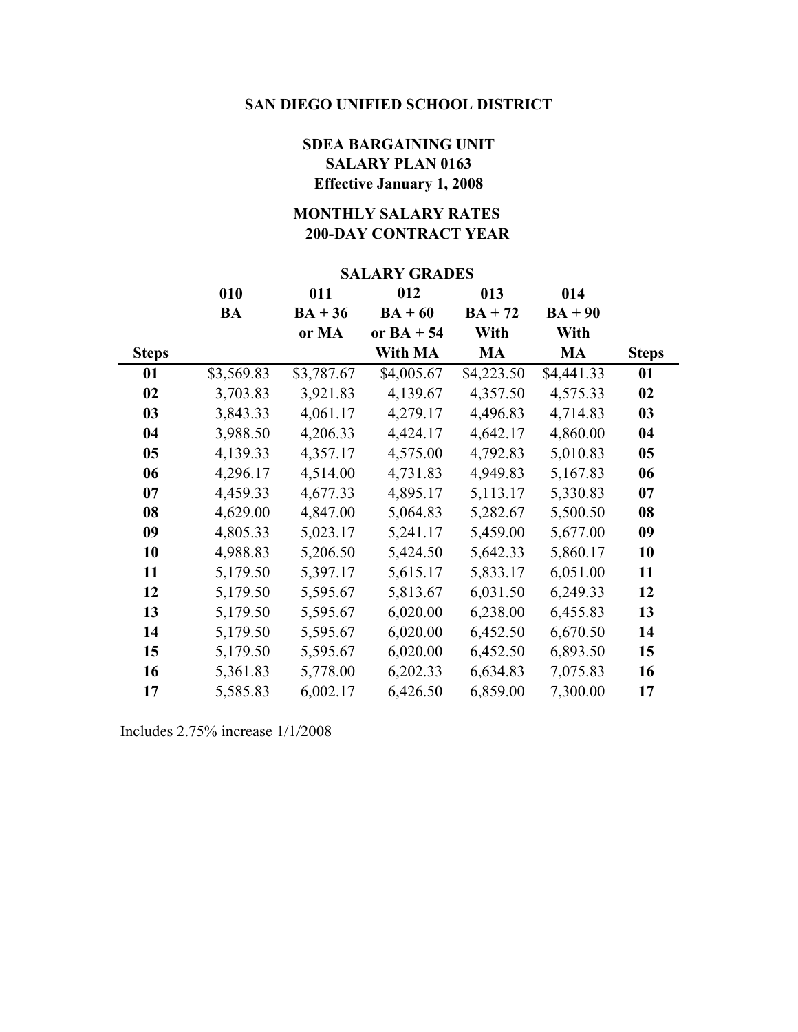# SAN DIEGO UNIFIED SCHOOL DISTRICT

## SDEA BARGAINING UNIT
## SALARY PLAN 0163
## Effective January 1, 2008

## MONTHLY SALARY RATES
## 200-DAY CONTRACT YEAR

| | SALARY GRADES | | | | | |
|---|---|---|---|---|---|---|
| | 010 | 011 | 012 | 013 | 014 | |
| | BA | BA + 36 or MA | BA + 60 or BA + 54 With MA | BA + 72 With MA | BA + 90 With MA | |
| **Steps** | | | | | | **Steps** |
| **01** | $3,569.83 | $3,787.67 | $4,005.67 | $4,223.50 | $4,441.33 | **01** |
| **02** | 3,703.83 | 3,921.83 | 4,139.67 | 4,357.50 | 4,575.33 | **02** |
| **03** | 3,843.33 | 4,061.17 | 4,279.17 | 4,496.83 | 4,714.83 | **03** |
| **04** | 3,988.50 | 4,206.33 | 4,424.17 | 4,642.17 | 4,860.00 | **04** |
| **05** | 4,139.33 | 4,357.17 | 4,575.00 | 4,792.83 | 5,010.83 | **05** |
| **06** | 4,296.17 | 4,514.00 | 4,731.83 | 4,949.83 | 5,167.83 | **06** |
| **07** | 4,459.33 | 4,677.33 | 4,895.17 | 5,113.17 | 5,330.83 | **07** |
| **08** | 4,629.00 | 4,847.00 | 5,064.83 | 5,282.67 | 5,500.50 | **08** |
| **09** | 4,805.33 | 5,023.17 | 5,241.17 | 5,459.00 | 5,677.00 | **09** |
| **10** | 4,988.83 | 5,206.50 | 5,424.50 | 5,642.33 | 5,860.17 | **10** |
| **11** | 5,179.50 | 5,397.17 | 5,615.17 | 5,833.17 | 6,051.00 | **11** |
| **12** | 5,179.50 | 5,595.67 | 5,813.67 | 6,031.50 | 6,249.33 | **12** |
| **13** | 5,179.50 | 5,595.67 | 6,020.00 | 6,238.00 | 6,455.83 | **13** |
| **14** | 5,179.50 | 5,595.67 | 6,020.00 | 6,452.50 | 6,670.50 | **14** |
| **15** | 5,179.50 | 5,595.67 | 6,020.00 | 6,452.50 | 6,893.50 | **15** |
| **16** | 5,361.83 | 5,778.00 | 6,202.33 | 6,634.83 | 7,075.83 | **16** |
| **17** | 5,585.83 | 6,002.17 | 6,426.50 | 6,859.00 | 7,300.00 | **17** |

Includes 2.75% increase 1/1/2008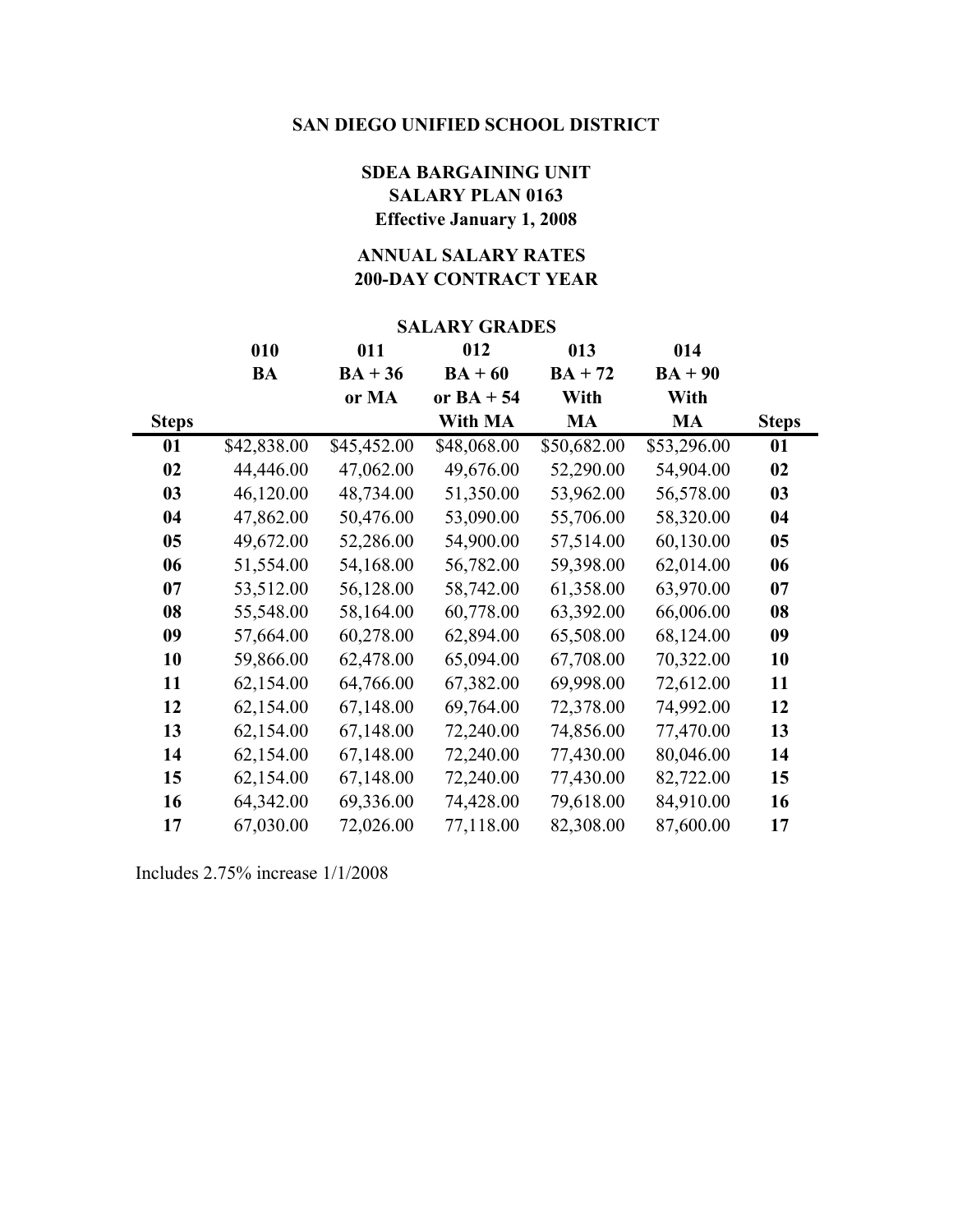# SAN DIEGO UNIFIED SCHOOL DISTRICT

## SDEA BARGAINING UNIT
## SALARY PLAN 0163
## Effective January 1, 2008

## ANNUAL SALARY RATES
## 200-DAY CONTRACT YEAR

| | SALARY GRADES | | | | | |
|---|---|---|---|---|---|---|
| | 010 | 011 | 012 | 013 | 014 | |
| | BA | BA + 36 or MA | BA + 60 or BA + 54 With MA | BA + 72 With MA | BA + 90 With MA | |
| **Steps** | | | | | | **Steps** |
| **01** | $42,838.00 | $45,452.00 | $48,068.00 | $50,682.00 | $53,296.00 | **01** |
| **02** | 44,446.00 | 47,062.00 | 49,676.00 | 52,290.00 | 54,904.00 | **02** |
| **03** | 46,120.00 | 48,734.00 | 51,350.00 | 53,962.00 | 56,578.00 | **03** |
| **04** | 47,862.00 | 50,476.00 | 53,090.00 | 55,706.00 | 58,320.00 | **04** |
| **05** | 49,672.00 | 52,286.00 | 54,900.00 | 57,514.00 | 60,130.00 | **05** |
| **06** | 51,554.00 | 54,168.00 | 56,782.00 | 59,398.00 | 62,014.00 | **06** |
| **07** | 53,512.00 | 56,128.00 | 58,742.00 | 61,358.00 | 63,970.00 | **07** |
| **08** | 55,548.00 | 58,164.00 | 60,778.00 | 63,392.00 | 66,006.00 | **08** |
| **09** | 57,664.00 | 60,278.00 | 62,894.00 | 65,508.00 | 68,124.00 | **09** |
| **10** | 59,866.00 | 62,478.00 | 65,094.00 | 67,708.00 | 70,322.00 | **10** |
| **11** | 62,154.00 | 64,766.00 | 67,382.00 | 69,998.00 | 72,612.00 | **11** |
| **12** | 62,154.00 | 67,148.00 | 69,764.00 | 72,378.00 | 74,992.00 | **12** |
| **13** | 62,154.00 | 67,148.00 | 72,240.00 | 74,856.00 | 77,470.00 | **13** |
| **14** | 62,154.00 | 67,148.00 | 72,240.00 | 77,430.00 | 80,046.00 | **14** |
| **15** | 62,154.00 | 67,148.00 | 72,240.00 | 77,430.00 | 82,722.00 | **15** |
| **16** | 64,342.00 | 69,336.00 | 74,428.00 | 79,618.00 | 84,910.00 | **16** |
| **17** | 67,030.00 | 72,026.00 | 77,118.00 | 82,308.00 | 87,600.00 | **17** |

Includes 2.75% increase 1/1/2008